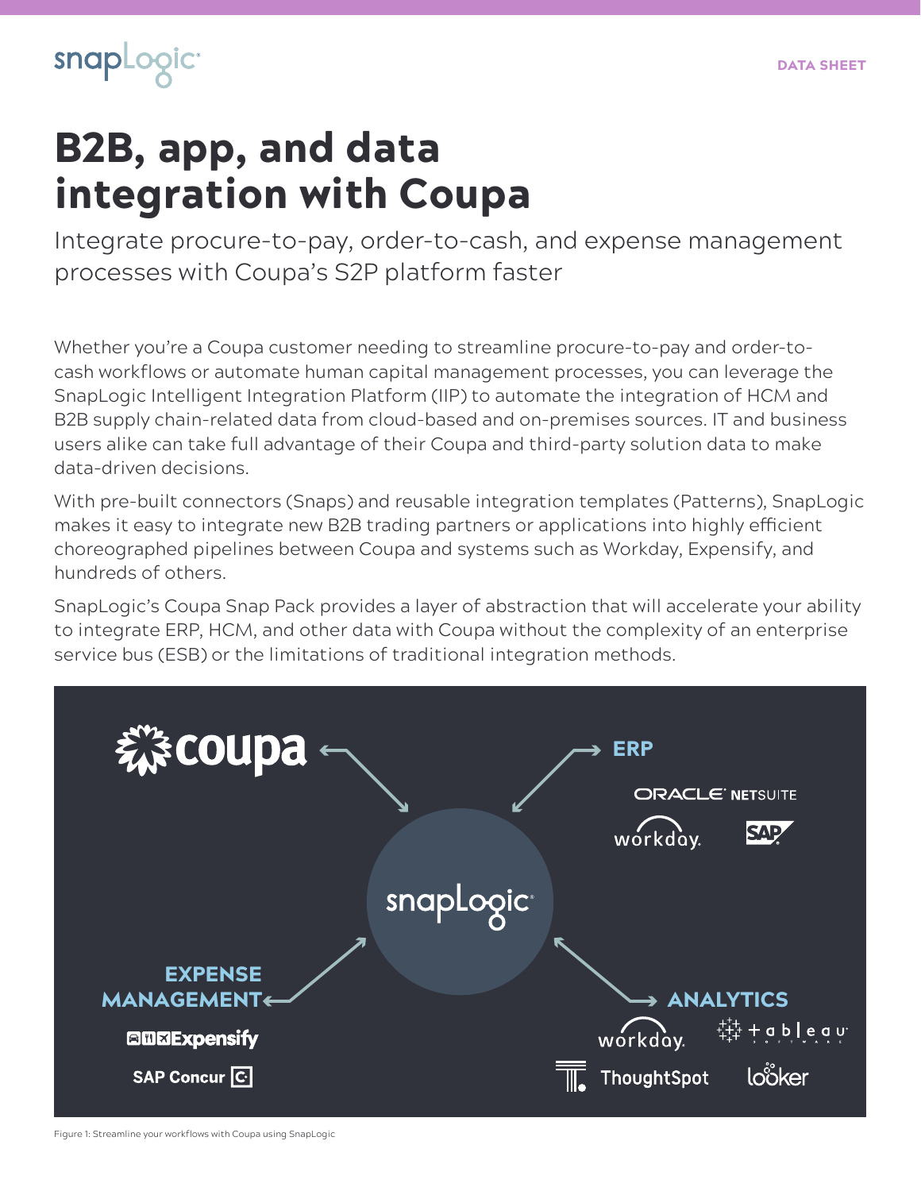DATA SHEET

# B2B, app, and data integration with Coupa

Integrate procure-to-pay, order-to-cash, and expense management processes with Coupa's S2P platform faster

Whether you're a Coupa customer needing to streamline procure-to-pay and order-to-cash workflows or automate human capital management processes, you can leverage the SnapLogic Intelligent Integration Platform (IIP) to automate the integration of HCM and B2B supply chain-related data from cloud-based and on-premises sources. IT and business users alike can take full advantage of their Coupa and third-party solution data to make data-driven decisions.

With pre-built connectors (Snaps) and reusable integration templates (Patterns), SnapLogic makes it easy to integrate new B2B trading partners or applications into highly efficient choreographed pipelines between Coupa and systems such as Workday, Expensify, and hundreds of others.

SnapLogic's Coupa Snap Pack provides a layer of abstraction that will accelerate your ability to integrate ERP, HCM, and other data with Coupa without the complexity of an enterprise service bus (ESB) or the limitations of traditional integration methods.

coupa

ERP

ORACLE NETSUITE

workday

SAP

snapLogic

EXPENSE MANAGEMENT

Expensify

SAP Concur

ANALYTICS

workday

tableau

ThoughtSpot

looker

Figure 1: Streamline your workflows with Coupa using SnapLogic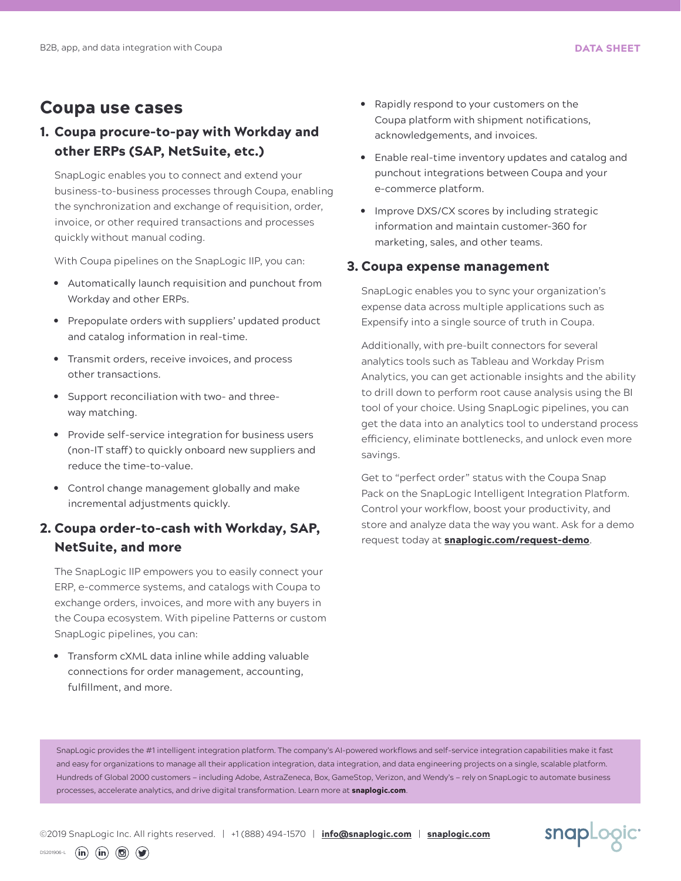## Coupa use cases

### 1. Coupa procure-to-pay with Workday and other ERPs (SAP, NetSuite, etc.)

SnapLogic enables you to connect and extend your business-to-business processes through Coupa, enabling the synchronization and exchange of requisition, order, invoice, or other required transactions and processes quickly without manual coding.

With Coupa pipelines on the SnapLogic IIP, you can:

- Automatically launch requisition and punchout from Workday and other ERPs.
- Prepopulate orders with suppliers' updated product and catalog information in real-time.
- Transmit orders, receive invoices, and process other transactions.
- Support reconciliation with two- and three-way matching.
- Provide self-service integration for business users (non-IT staff) to quickly onboard new suppliers and reduce the time-to-value.
- Control change management globally and make incremental adjustments quickly.

### 2. Coupa order-to-cash with Workday, SAP, NetSuite, and more

The SnapLogic IIP empowers you to easily connect your ERP, e-commerce systems, and catalogs with Coupa to exchange orders, invoices, and more with any buyers in the Coupa ecosystem. With pipeline Patterns or custom SnapLogic pipelines, you can:

- Transform cXML data inline while adding valuable connections for order management, accounting, fulfillment, and more.
- Rapidly respond to your customers on the Coupa platform with shipment notifications, acknowledgements, and invoices.
- Enable real-time inventory updates and catalog and punchout integrations between Coupa and your e-commerce platform.
- Improve DXS/CX scores by including strategic information and maintain customer-360 for marketing, sales, and other teams.

### 3. Coupa expense management

SnapLogic enables you to sync your organization's expense data across multiple applications such as Expensify into a single source of truth in Coupa.

Additionally, with pre-built connectors for several analytics tools such as Tableau and Workday Prism Analytics, you can get actionable insights and the ability to drill down to perform root cause analysis using the BI tool of your choice. Using SnapLogic pipelines, you can get the data into an analytics tool to understand process efficiency, eliminate bottlenecks, and unlock even more savings.

Get to "perfect order" status with the Coupa Snap Pack on the SnapLogic Intelligent Integration Platform. Control your workflow, boost your productivity, and store and analyze data the way you want. Ask for a demo request today at **snaplogic.com/request-demo**.

SnapLogic provides the #1 intelligent integration platform. The company's AI-powered workflows and self-service integration capabilities make it fast and easy for organizations to manage all their application integration, data integration, and data engineering projects on a single, scalable platform. Hundreds of Global 2000 customers – including Adobe, AstraZeneca, Box, GameStop, Verizon, and Wendy's – rely on SnapLogic to automate business processes, accelerate analytics, and drive digital transformation. Learn more at **snaplogic.com**.

©2019 SnapLogic Inc. All rights reserved. | +1 (888) 494-1570 | **info@snaplogic.com** | **snaplogic.com**

DS201906-L